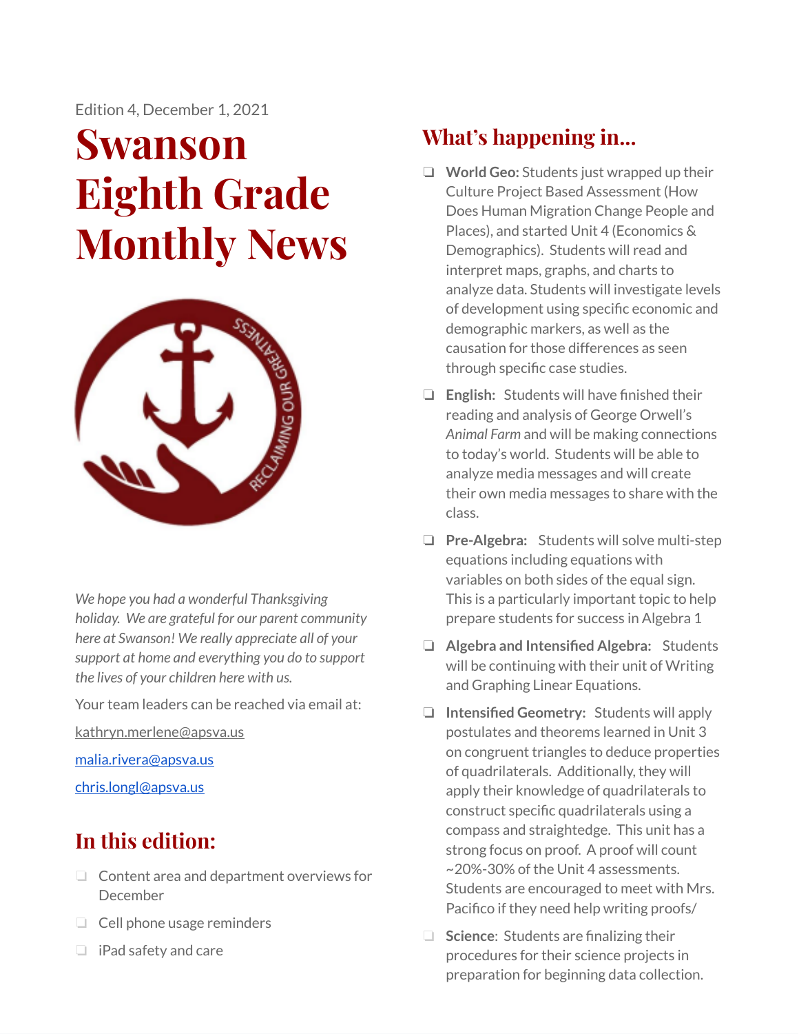Edition 4, December 1, 2021

# Swanson Eighth Grade Monthly News

*We hope you had a wonderful Thanksgiving holiday. We are grateful for our parent community here at Swanson! We really appreciate all of your support at home and everything you do to support the lives of your children here with us.*

Your team leaders can be reached via email at:

kathryn.merlene@apsva.us

malia.rivera@apsva.us

chris.longl@apsva.us

## In this edition:

- Content area and department overviews for December
- Cell phone usage reminders
- iPad safety and care

## What's happening in...

- **World Geo:** Students just wrapped up their Culture Project Based Assessment (How Does Human Migration Change People and Places), and started Unit 4 (Economics & Demographics). Students will read and interpret maps, graphs, and charts to analyze data. Students will investigate levels of development using specific economic and demographic markers, as well as the causation for those differences as seen through specific case studies.
- **English:** Students will have finished their reading and analysis of George Orwell's *Animal Farm* and will be making connections to today's world. Students will be able to analyze media messages and will create their own media messages to share with the class.
- **Pre-Algebra:** Students will solve multi-step equations including equations with variables on both sides of the equal sign. This is a particularly important topic to help prepare students for success in Algebra 1
- **Algebra and Intensified Algebra:** Students will be continuing with their unit of Writing and Graphing Linear Equations.
- **Intensified Geometry:** Students will apply postulates and theorems learned in Unit 3 on congruent triangles to deduce properties of quadrilaterals. Additionally, they will apply their knowledge of quadrilaterals to construct specific quadrilaterals using a compass and straightedge. This unit has a strong focus on proof. A proof will count ~20%-30% of the Unit 4 assessments. Students are encouraged to meet with Mrs. Pacifico if they need help writing proofs/
- **Science**: Students are finalizing their procedures for their science projects in preparation for beginning data collection.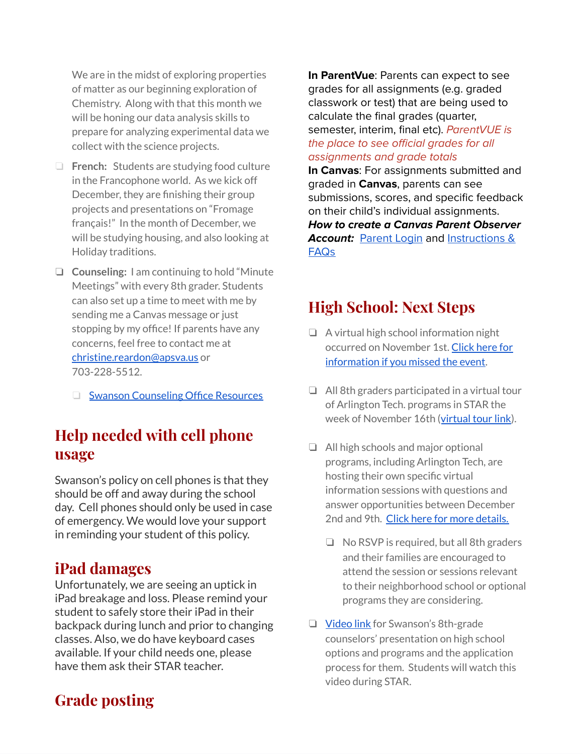We are in the midst of exploring properties of matter as our beginning exploration of Chemistry. Along with that this month we will be honing our data analysis skills to prepare for analyzing experimental data we collect with the science projects.

- **French:** Students are studying food culture in the Francophone world. As we kick off December, they are finishing their group projects and presentations on "Fromage français!" In the month of December, we will be studying housing, and also looking at Holiday traditions.
- **Counseling:** I am continuing to hold "Minute Meetings" with every 8th grader. Students can also set up a time to meet with me by sending me a Canvas message or just stopping by my office! If parents have any concerns, feel free to contact me at christine.reardon@apsva.us or 703-228-5512.
  - Swanson Counseling Office Resources

## Help needed with cell phone usage

Swanson's policy on cell phones is that they should be off and away during the school day. Cell phones should only be used in case of emergency. We would love your support in reminding your student of this policy.

## iPad damages

Unfortunately, we are seeing an uptick in iPad breakage and loss. Please remind your student to safely store their iPad in their backpack during lunch and prior to changing classes. Also, we do have keyboard cases available. If your child needs one, please have them ask their STAR teacher.

## Grade posting

**In ParentVue**: Parents can expect to see grades for all assignments (e.g. graded classwork or test) that are being used to calculate the final grades (quarter, semester, interim, final etc). *ParentVUE is the place to see official grades for all assignments and grade totals*

**In Canvas**: For assignments submitted and graded in **Canvas**, parents can see submissions, scores, and specific feedback on their child's individual assignments.

***How to create a Canvas Parent Observer Account:*** Parent Login and Instructions & FAQs

## High School: Next Steps

- A virtual high school information night occurred on November 1st. Click here for information if you missed the event.
- All 8th graders participated in a virtual tour of Arlington Tech. programs in STAR the week of November 16th (virtual tour link).
- All high schools and major optional programs, including Arlington Tech, are hosting their own specific virtual information sessions with questions and answer opportunities between December 2nd and 9th. Click here for more details.
  - No RSVP is required, but all 8th graders and their families are encouraged to attend the session or sessions relevant to their neighborhood school or optional programs they are considering.
- Video link for Swanson's 8th-grade counselors' presentation on high school options and programs and the application process for them. Students will watch this video during STAR.